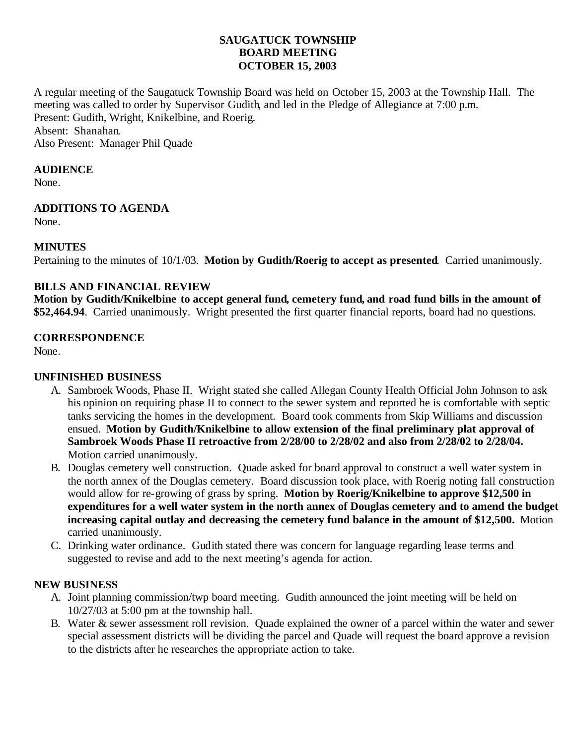# SAUGATUCK TOWNSHIP
# BOARD MEETING
# OCTOBER 15, 2003

A regular meeting of the Saugatuck Township Board was held on October 15, 2003 at the Township Hall. The meeting was called to order by Supervisor Gudith, and led in the Pledge of Allegiance at 7:00 p.m.
Present: Gudith, Wright, Knikelbine, and Roerig.
Absent: Shanahan.
Also Present: Manager Phil Quade

## AUDIENCE

None.

## ADDITIONS TO AGENDA

None.

## MINUTES

Pertaining to the minutes of 10/1/03. **Motion by Gudith/Roerig to accept as presented**. Carried unanimously.

## BILLS AND FINANCIAL REVIEW

**Motion by Gudith/Knikelbine to accept general fund, cemetery fund, and road fund bills in the amount of $52,464.94**. Carried unanimously. Wright presented the first quarter financial reports, board had no questions.

## CORRESPONDENCE

None.

## UNFINISHED BUSINESS

A. Sambroek Woods, Phase II. Wright stated she called Allegan County Health Official John Johnson to ask his opinion on requiring phase II to connect to the sewer system and reported he is comfortable with septic tanks servicing the homes in the development. Board took comments from Skip Williams and discussion ensued. **Motion by Gudith/Knikelbine to allow extension of the final preliminary plat approval of Sambroek Woods Phase II retroactive from 2/28/00 to 2/28/02 and also from 2/28/02 to 2/28/04.** Motion carried unanimously.
B. Douglas cemetery well construction. Quade asked for board approval to construct a well water system in the north annex of the Douglas cemetery. Board discussion took place, with Roerig noting fall construction would allow for re-growing of grass by spring. **Motion by Roerig/Knikelbine to approve $12,500 in expenditures for a well water system in the north annex of Douglas cemetery and to amend the budget increasing capital outlay and decreasing the cemetery fund balance in the amount of $12,500.** Motion carried unanimously.
C. Drinking water ordinance. Gudith stated there was concern for language regarding lease terms and suggested to revise and add to the next meeting's agenda for action.

## NEW BUSINESS

A. Joint planning commission/twp board meeting. Gudith announced the joint meeting will be held on 10/27/03 at 5:00 pm at the township hall.
B. Water & sewer assessment roll revision. Quade explained the owner of a parcel within the water and sewer special assessment districts will be dividing the parcel and Quade will request the board approve a revision to the districts after he researches the appropriate action to take.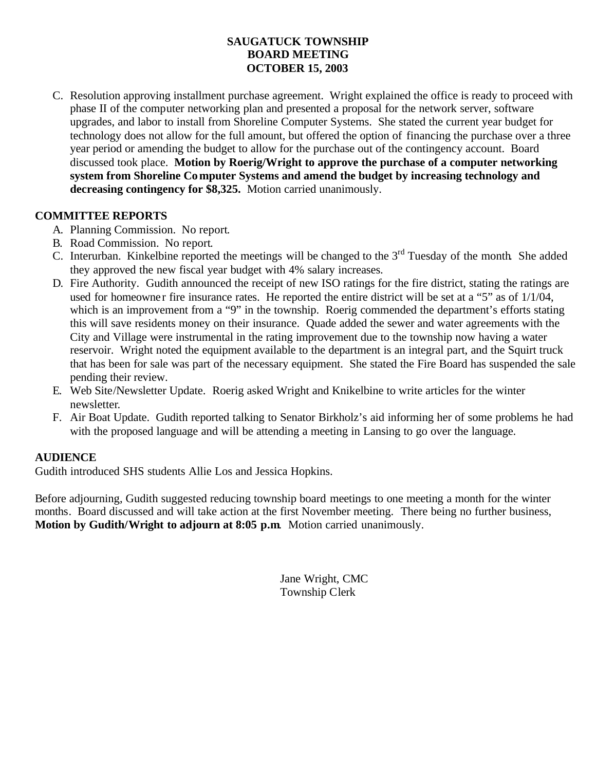**SAUGATUCK TOWNSHIP**
**BOARD MEETING**
**OCTOBER 15, 2003**

C. Resolution approving installment purchase agreement. Wright explained the office is ready to proceed with phase II of the computer networking plan and presented a proposal for the network server, software upgrades, and labor to install from Shoreline Computer Systems. She stated the current year budget for technology does not allow for the full amount, but offered the option of financing the purchase over a three year period or amending the budget to allow for the purchase out of the contingency account. Board discussed took place. **Motion by Roerig/Wright to approve the purchase of a computer networking system from Shoreline Computer Systems and amend the budget by increasing technology and decreasing contingency for $8,325.** Motion carried unanimously.

**COMMITTEE REPORTS**

A. Planning Commission. No report.
B. Road Commission. No report.
C. Interurban. Kinkelbine reported the meetings will be changed to the 3rd Tuesday of the month. She added they approved the new fiscal year budget with 4% salary increases.
D. Fire Authority. Gudith announced the receipt of new ISO ratings for the fire district, stating the ratings are used for homeowner fire insurance rates. He reported the entire district will be set at a "5" as of 1/1/04, which is an improvement from a "9" in the township. Roerig commended the department's efforts stating this will save residents money on their insurance. Quade added the sewer and water agreements with the City and Village were instrumental in the rating improvement due to the township now having a water reservoir. Wright noted the equipment available to the department is an integral part, and the Squirt truck that has been for sale was part of the necessary equipment. She stated the Fire Board has suspended the sale pending their review.
E. Web Site/Newsletter Update. Roerig asked Wright and Knikelbine to write articles for the winter newsletter.
F. Air Boat Update. Gudith reported talking to Senator Birkholz's aid informing her of some problems he had with the proposed language and will be attending a meeting in Lansing to go over the language.

**AUDIENCE**

Gudith introduced SHS students Allie Los and Jessica Hopkins.

Before adjourning, Gudith suggested reducing township board meetings to one meeting a month for the winter months. Board discussed and will take action at the first November meeting. There being no further business, **Motion by Gudith/Wright to adjourn at 8:05 p.m.** Motion carried unanimously.

Jane Wright, CMC
Township Clerk